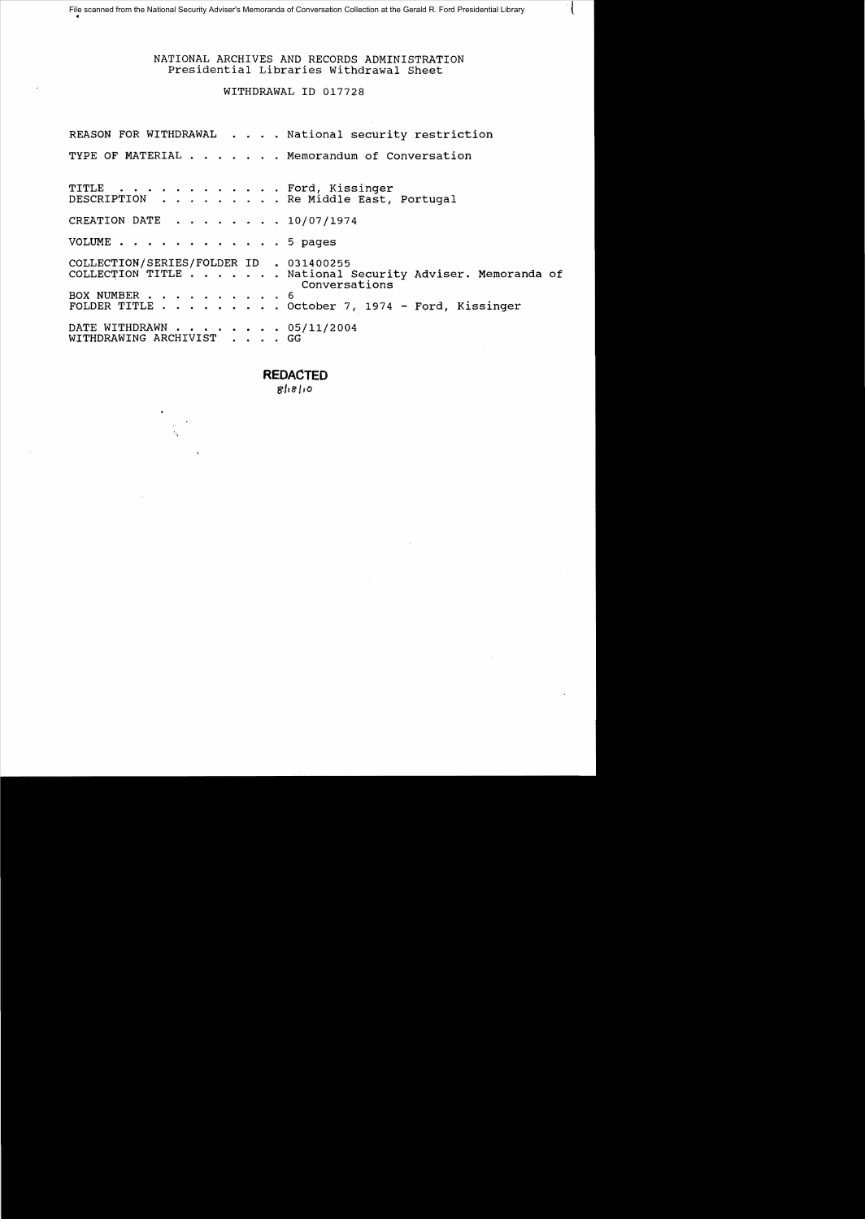File scanned from the National Security Adviser's Memoranda of Conversation Collection at the Gerald R. Ford Presidential Library

NATIONAL ARCHIVES AND RECORDS ADMINISTRATION
Presidential Libraries Withdrawal Sheet

WITHDRAWAL ID 017728

REASON FOR WITHDRAWAL . . . . National security restriction

TYPE OF MATERIAL . . . . . . . Memorandum of Conversation

TITLE . . . . . . . . . . . . Ford, Kissinger
DESCRIPTION . . . . . . . . . Re Middle East, Portugal

CREATION DATE . . . . . . . . 10/07/1974

VOLUME . . . . . . . . . . . . 5 pages

COLLECTION/SERIES/FOLDER ID . 031400255
COLLECTION TITLE . . . . . . . National Security Adviser. Memoranda of Conversations
BOX NUMBER . . . . . . . . . . 6
FOLDER TITLE . . . . . . . . . October 7, 1974 - Ford, Kissinger

DATE WITHDRAWN . . . . . . . . 05/11/2004
WITHDRAWING ARCHIVIST . . . . GG

**REDACTED**
8/18/10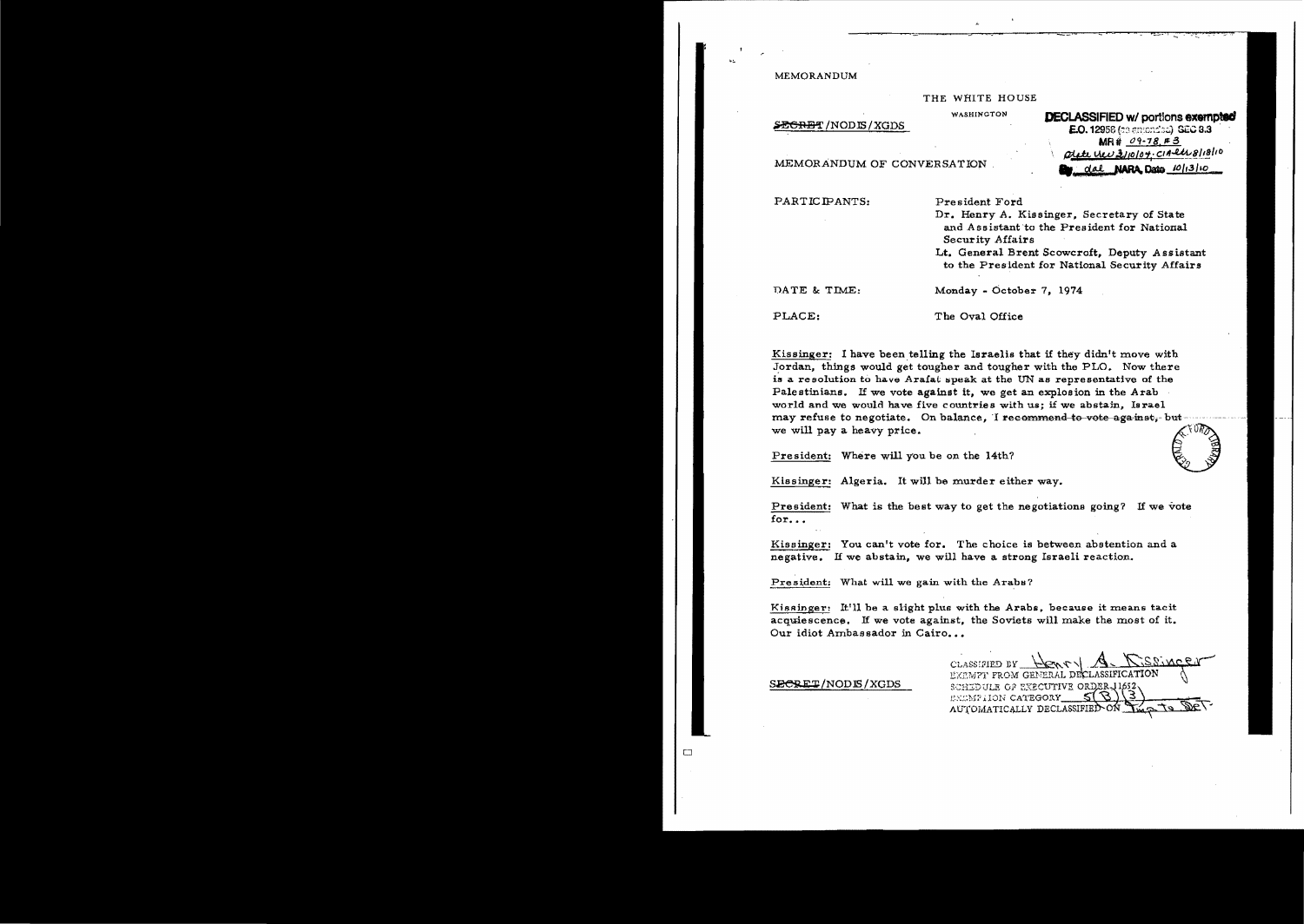MEMORANDUM

THE WHITE HOUSE

WASHINGTON

~~SECRET~~/NODIS/XGDS

**DECLASSIFIED w/ portions exempted**
**E.O. 12958 (as amended) SEC 3.3**
**MR # 09-78, #3**
State rev 3/10/04; CIA rev 8/18/10
By dal NARA, Date 10/13/10

MEMORANDUM OF CONVERSATION

PARTICIPANTS: President Ford
Dr. Henry A. Kissinger, Secretary of State and Assistant to the President for National Security Affairs
Lt. General Brent Scowcroft, Deputy Assistant to the President for National Security Affairs

DATE & TIME: Monday - October 7, 1974

PLACE: The Oval Office

Kissinger: I have been telling the Israelis that if they didn't move with Jordan, things would get tougher and tougher with the PLO. Now there is a resolution to have Arafat speak at the UN as representative of the Palestinians. If we vote against it, we get an explosion in the Arab world and we would have five countries with us; if we abstain, Israel may refuse to negotiate. On balance, ~~I recommend to vote against, but~~ we will pay a heavy price.

President: Where will you be on the 14th?

Kissinger: Algeria. It will be murder either way.

President: What is the best way to get the negotiations going? If we vote for...

Kissinger: You can't vote for. The choice is between abstention and a negative. If we abstain, we will have a strong Israeli reaction.

President: What will we gain with the Arabs?

Kissinger: It'll be a slight plus with the Arabs, because it means tacit acquiescence. If we vote against, the Soviets will make the most of it. Our idiot Ambassador in Cairo...

~~SECRET~~/NODIS/XGDS

CLASSIFIED BY Henry A. Kissinger
EXEMPT FROM GENERAL DECLASSIFICATION
SCHEDULE OF EXECUTIVE ORDER 11652
EXEMPTION CATEGORY 5(B)(3)
AUTOMATICALLY DECLASSIFIED ON Imp to det.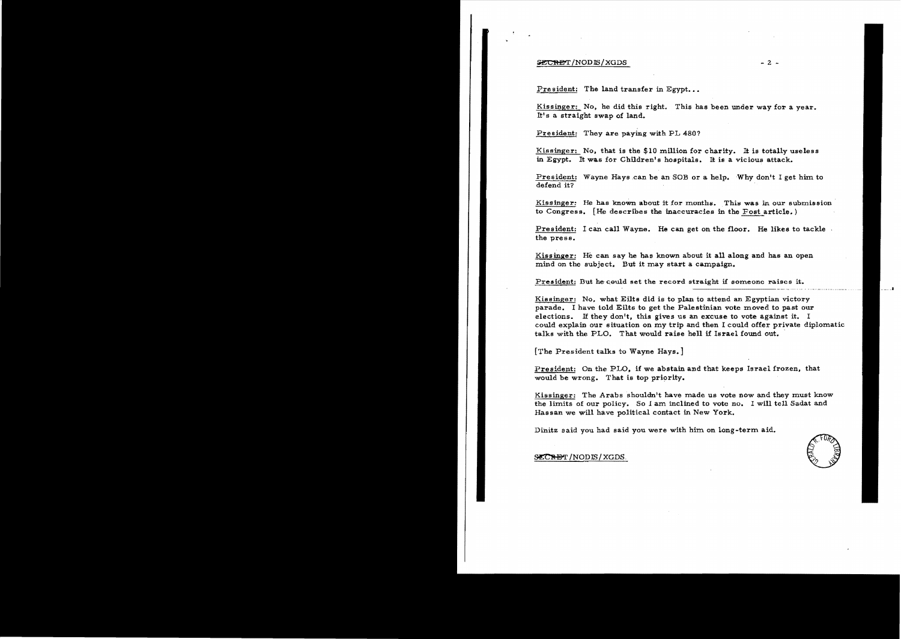SECRET/NODIS/XGDS

President: The land transfer in Egypt...

Kissinger: No, he did this right. This has been under way for a year. It's a straight swap of land.

President: They are paying with PL 480?

Kissinger: No, that is the $10 million for charity. It is totally useless in Egypt. It was for Children's hospitals. It is a vicious attack.

President: Wayne Hays can be an SOB or a help. Why don't I get him to defend it?

Kissinger: He has known about it for months. This was in our submission to Congress. [He describes the inaccuracies in the Post article.)

President: I can call Wayne. He can get on the floor. He likes to tackle the press.

Kissinger: He can say he has known about it all along and has an open mind on the subject. But it may start a campaign.

President: But he could set the record straight if someone raises it.

Kissinger: No, what Eilts did is to plan to attend an Egyptian victory parade. I have told Eilts to get the Palestinian vote moved to past our elections. If they don't, this gives us an excuse to vote against it. I could explain our situation on my trip and then I could offer private diplomatic talks with the PLO. That would raise hell if Israel found out.

[The President talks to Wayne Hays.]

President: On the PLO, if we abstain and that keeps Israel frozen, that would be wrong. That is top priority.

Kissinger: The Arabs shouldn't have made us vote now and they must know the limits of our policy. So I am inclined to vote no. I will tell Sadat and Hassan we will have political contact in New York.

Dinitz said you had said you were with him on long-term aid.

SECRET/NODIS/XGDS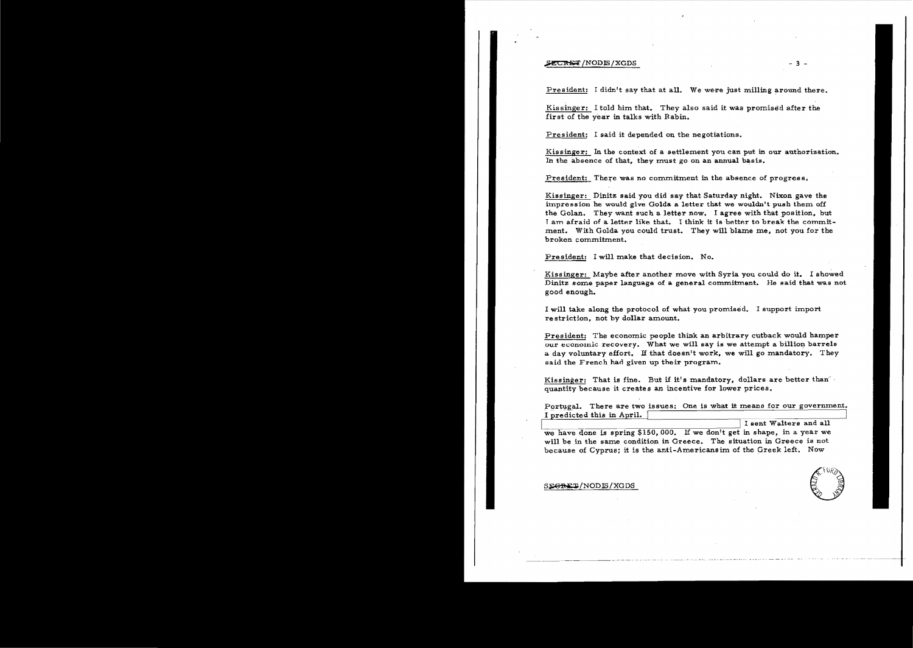President: I didn't say that at all. We were just milling around there.

Kissinger: I told him that. They also said it was promised after the first of the year in talks with Rabin.

President: I said it depended on the negotiations.

Kissinger: In the context of a settlement you can put in our authorization. In the absence of that, they must go on an annual basis.

President: There was no commitment in the absence of progress.

Kissinger: Dinitz said you did say that Saturday night. Nixon gave the impression he would give Golda a letter that we wouldn't push them off the Golan. They want such a letter now. I agree with that position, but I am afraid of a letter like that. I think it is better to break the commitment. With Golda you could trust. They will blame me, not you for the broken commitment.

President: I will make that decision. No.

Kissinger: Maybe after another move with Syria you could do it. I showed Dinitz some paper language of a general commitment. He said that was not good enough.

I will take along the protocol of what you promised. I support import restriction, not by dollar amount.

President: The economic people think an arbitrary cutback would hamper our economic recovery. What we will say is we attempt a billion barrels a day voluntary effort. If that doesn't work, we will go mandatory. They said the French had given up their program.

Kissinger: That is fine. But if it's mandatory, dollars are better than quantity because it creates an incentive for lower prices.

Portugal. There are two issues: One is what it means for our government. I predicted this in April. [redacted] I sent Walters and all we have done is spring $150,000. If we don't get in shape, in a year we will be in the same condition in Greece. The situation in Greece is not because of Cyprus; it is the anti-Americansim of the Greek left. Now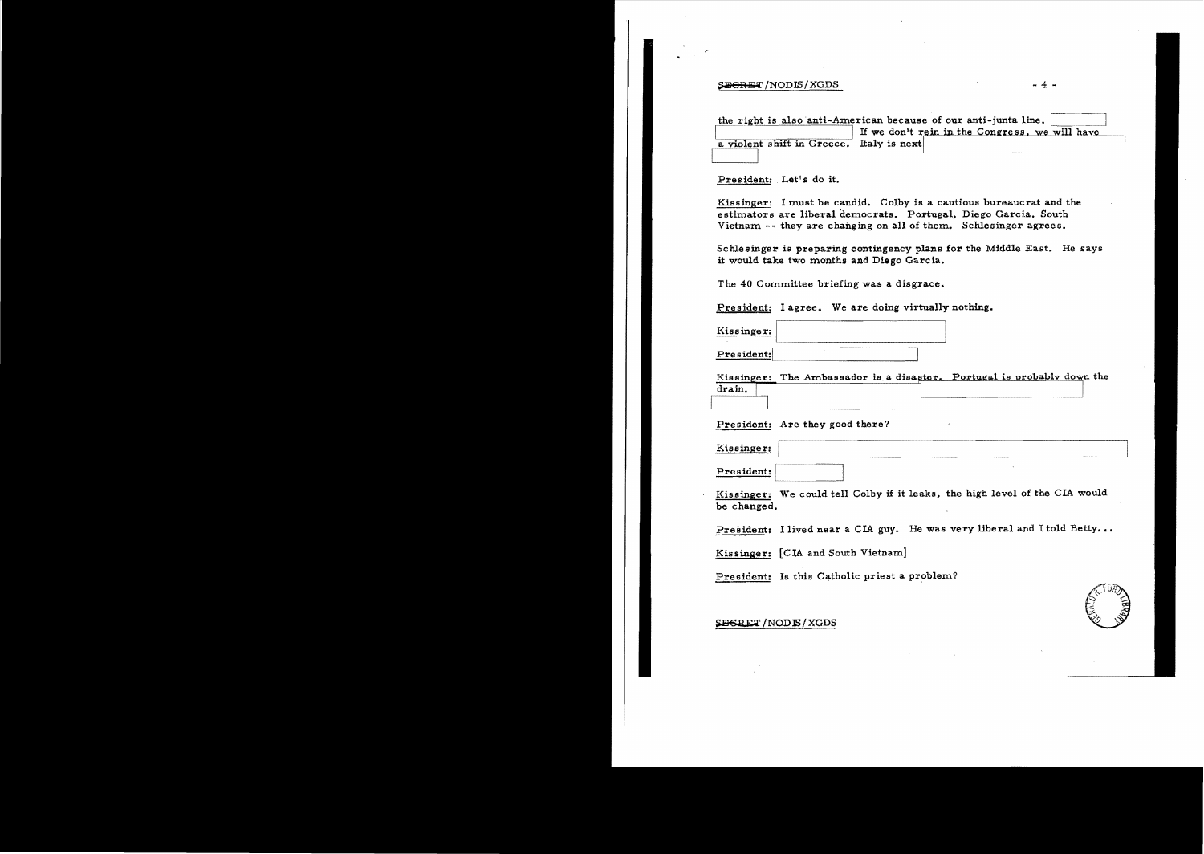the right is also anti-American because of our anti-junta line. If we don't rein in the Congress, we will have a violent shift in Greece. Italy is next

President: Let's do it.

Kissinger: I must be candid. Colby is a cautious bureaucrat and the estimators are liberal democrats. Portugal, Diego Garcia, South Vietnam -- they are changing on all of them. Schlesinger agrees.

Schlesinger is preparing contingency plans for the Middle East. He says it would take two months and Diego Garcia.

The 40 Committee briefing was a disgrace.

President: I agree. We are doing virtually nothing.

Kissinger:

President:

Kissinger: The Ambassador is a disaster. Portugal is probably down the drain.

President: Are they good there?

Kissinger:

President:

Kissinger: We could tell Colby if it leaks, the high level of the CIA would be changed.

President: I lived near a CIA guy. He was very liberal and I told Betty...

Kissinger: [CIA and South Vietnam]

President: Is this Catholic priest a problem?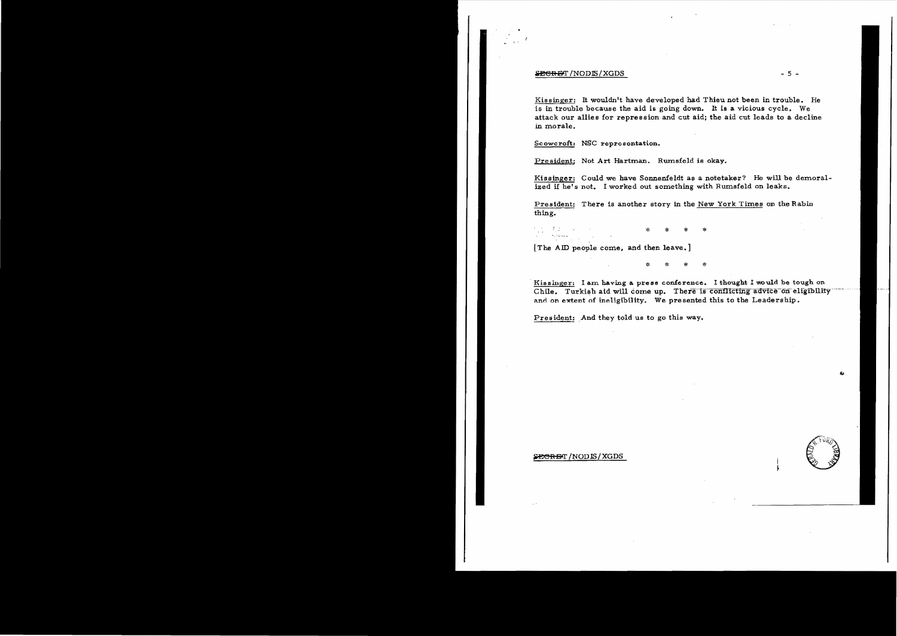Kissinger: It wouldn't have developed had Thieu not been in trouble. He is in trouble because the aid is going down. It is a vicious cycle. We attack our allies for repression and cut aid; the aid cut leads to a decline in morale.

Scowcroft: NSC representation.

President: Not Art Hartman. Rumsfeld is okay.

Kissinger: Could we have Sonnenfeldt as a notetaker? He will be demoralized if he's not. I worked out something with Rumsfeld on leaks.

President: There is another story in the New York Times on the Rabin thing.

\* \* \* \*

[The AID people come, and then leave.]

\* \* \* \*

Kissinger: I am having a press conference. I thought I would be tough on Chile. Turkish aid will come up. There is conflicting advice on eligibility and on extent of ineligibility. We presented this to the Leadership.

President: And they told us to go this way.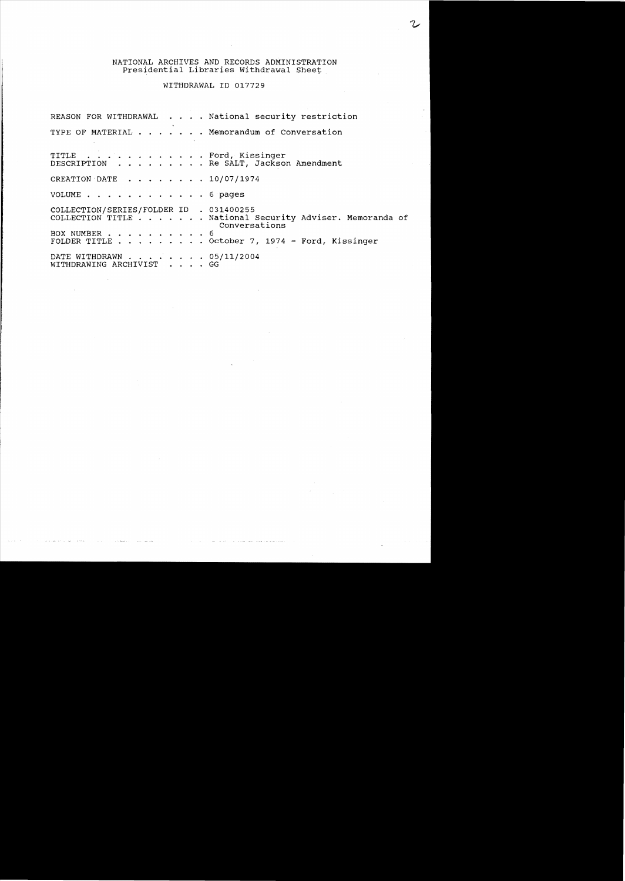NATIONAL ARCHIVES AND RECORDS ADMINISTRATION
Presidential Libraries Withdrawal Sheet

WITHDRAWAL ID 017729

REASON FOR WITHDRAWAL . . . . National security restriction

TYPE OF MATERIAL . . . . . . . Memorandum of Conversation

TITLE . . . . . . . . . . . . Ford, Kissinger
DESCRIPTION . . . . . . . . . Re SALT, Jackson Amendment

CREATION DATE . . . . . . . . 10/07/1974

VOLUME . . . . . . . . . . . . 6 pages

COLLECTION/SERIES/FOLDER ID . 031400255
COLLECTION TITLE . . . . . . . National Security Adviser. Memoranda of Conversations
BOX NUMBER . . . . . . . . . . 6
FOLDER TITLE . . . . . . . . . October 7, 1974 - Ford, Kissinger

DATE WITHDRAWN . . . . . . . . 05/11/2004
WITHDRAWING ARCHIVIST . . . . GG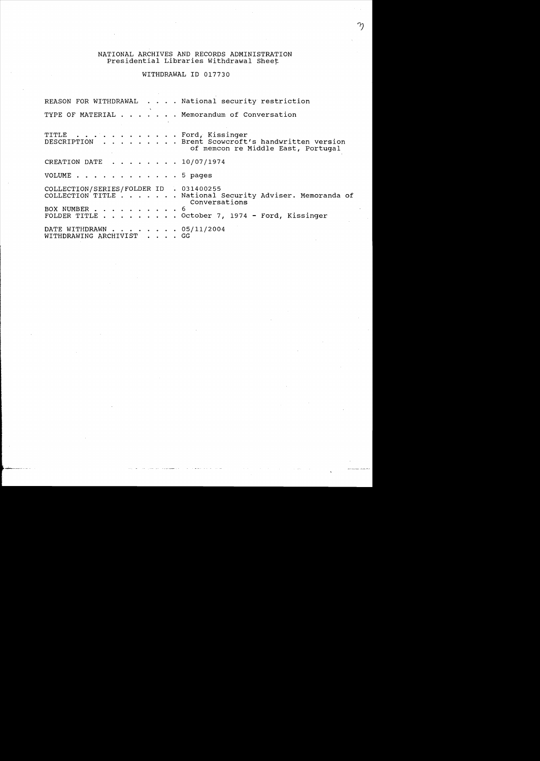NATIONAL ARCHIVES AND RECORDS ADMINISTRATION
Presidential Libraries Withdrawal Sheet

WITHDRAWAL ID 017730

REASON FOR WITHDRAWAL . . . . National security restriction

TYPE OF MATERIAL . . . . . . . Memorandum of Conversation

TITLE . . . . . . . . . . . . Ford, Kissinger
DESCRIPTION . . . . . . . . . Brent Scowcroft's handwritten version of memcon re Middle East, Portugal

CREATION DATE . . . . . . . . 10/07/1974

VOLUME . . . . . . . . . . . . 5 pages

COLLECTION/SERIES/FOLDER ID . 031400255
COLLECTION TITLE . . . . . . . National Security Adviser. Memoranda of Conversations
BOX NUMBER . . . . . . . . . . 6
FOLDER TITLE . . . . . . . . . October 7, 1974 - Ford, Kissinger

DATE WITHDRAWN . . . . . . . . 05/11/2004
WITHDRAWING ARCHIVIST . . . . GG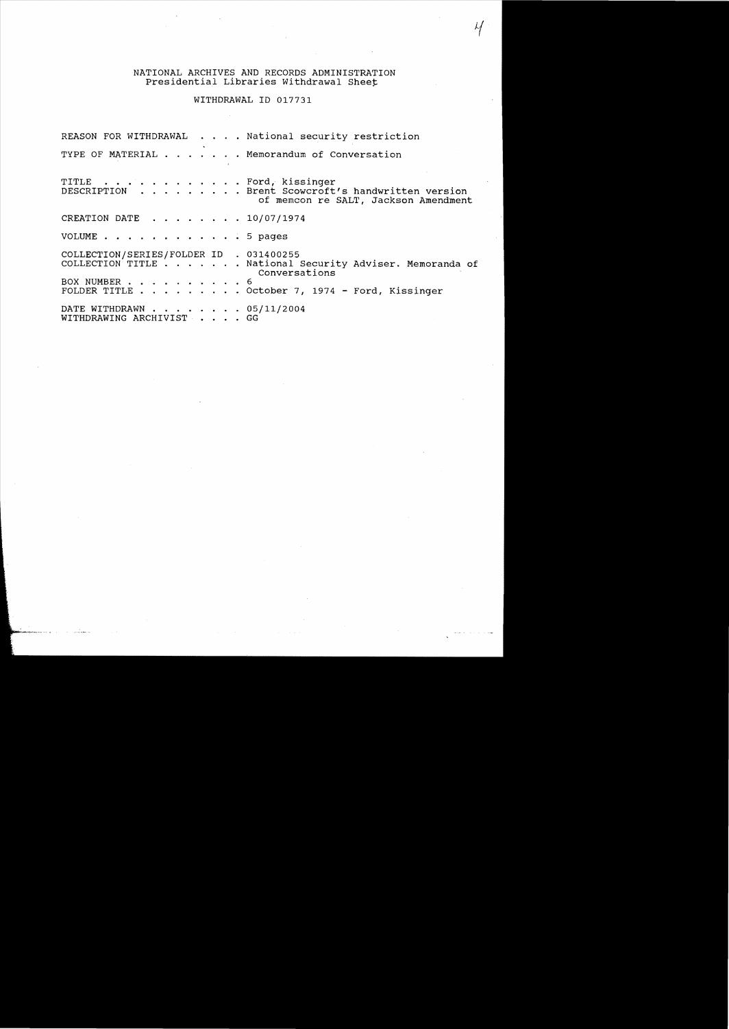NATIONAL ARCHIVES AND RECORDS ADMINISTRATION
Presidential Libraries Withdrawal Sheet

WITHDRAWAL ID 017731

| | |
|---|---|
| REASON FOR WITHDRAWAL | National security restriction |
| TYPE OF MATERIAL | Memorandum of Conversation |
| TITLE | Ford, kissinger |
| DESCRIPTION | Brent Scowcroft's handwritten version of memcon re SALT, Jackson Amendment |
| CREATION DATE | 10/07/1974 |
| VOLUME | 5 pages |
| COLLECTION/SERIES/FOLDER ID | 031400255 |
| COLLECTION TITLE | National Security Adviser. Memoranda of Conversations |
| BOX NUMBER | 6 |
| FOLDER TITLE | October 7, 1974 - Ford, Kissinger |
| DATE WITHDRAWN | 05/11/2004 |
| WITHDRAWING ARCHIVIST | GG |